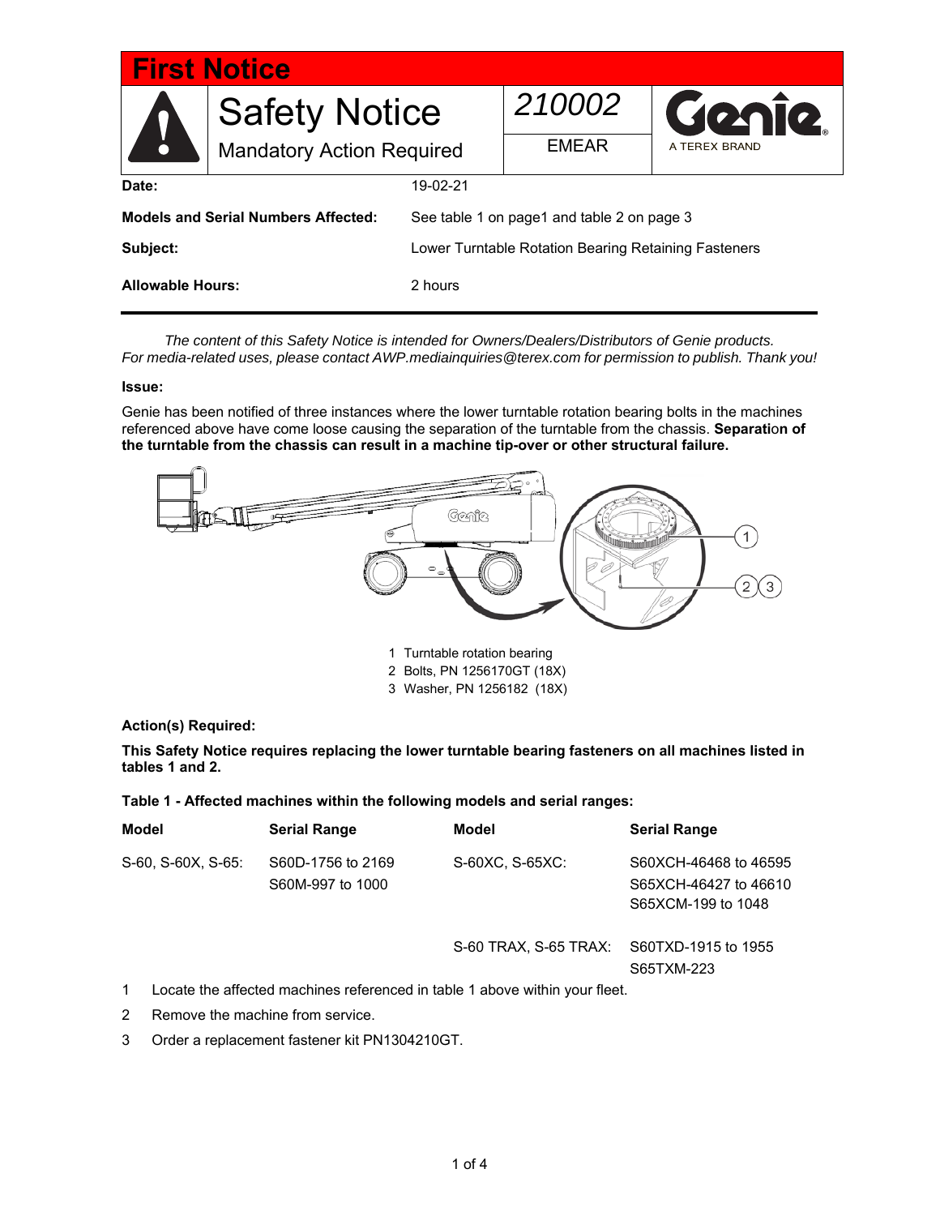# First Notice

## Safety Notice

Mandatory Action Required

210002

EMEAR

Genie — A TEREX BRAND

| | |
|---|---|
| **Date:** | 19-02-21 |
| **Models and Serial Numbers Affected:** | See table 1 on page1 and table 2 on page 3 |
| **Subject:** | Lower Turntable Rotation Bearing Retaining Fasteners |
| **Allowable Hours:** | 2 hours |

*The content of this Safety Notice is intended for Owners/Dealers/Distributors of Genie products. For media-related uses, please contact AWP.mediainquiries@terex.com for permission to publish. Thank you!*

**Issue:**

Genie has been notified of three instances where the lower turntable rotation bearing bolts in the machines referenced above have come loose causing the separation of the turntable from the chassis. **Separation of the turntable from the chassis can result in a machine tip-over or other structural failure.**

1 Turntable rotation bearing
2 Bolts, PN 1256170GT (18X)
3 Washer, PN 1256182 (18X)

**Action(s) Required:**

**This Safety Notice requires replacing the lower turntable bearing fasteners on all machines listed in tables 1 and 2.**

**Table 1 - Affected machines within the following models and serial ranges:**

| Model | Serial Range | Model | Serial Range |
|---|---|---|---|
| S-60, S-60X, S-65: | S60D-1756 to 2169<br>S60M-997 to 1000 | S-60XC, S-65XC: | S60XCH-46468 to 46595<br>S65XCH-46427 to 46610<br>S65XCM-199 to 1048 |
| | | S-60 TRAX, S-65 TRAX: | S60TXD-1915 to 1955<br>S65TXM-223 |

1. Locate the affected machines referenced in table 1 above within your fleet.
2. Remove the machine from service.
3. Order a replacement fastener kit PN1304210GT.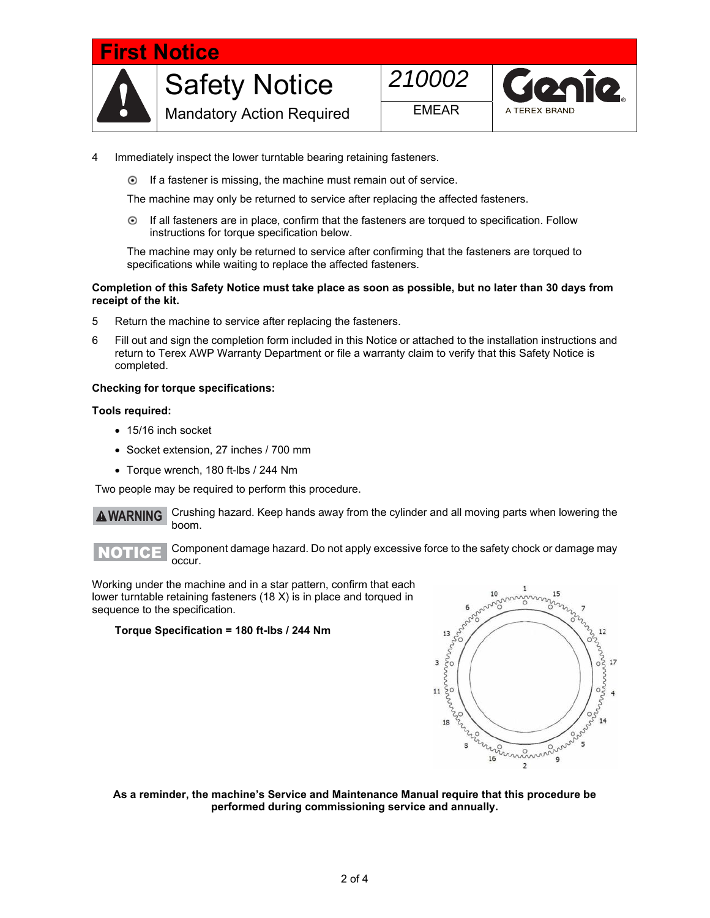**First Notice**

# Safety Notice

Mandatory Action Required

210002

EMEAR

Genie

A TEREX BRAND

4 Immediately inspect the lower turntable bearing retaining fasteners.

- If a fastener is missing, the machine must remain out of service.

  The machine may only be returned to service after replacing the affected fasteners.

- If all fasteners are in place, confirm that the fasteners are torqued to specification. Follow instructions for torque specification below.

  The machine may only be returned to service after confirming that the fasteners are torqued to specifications while waiting to replace the affected fasteners.

**Completion of this Safety Notice must take place as soon as possible, but no later than 30 days from receipt of the kit.**

5 Return the machine to service after replacing the fasteners.

6 Fill out and sign the completion form included in this Notice or attached to the installation instructions and return to Terex AWP Warranty Department or file a warranty claim to verify that this Safety Notice is completed.

**Checking for torque specifications:**

**Tools required:**

- 15/16 inch socket
- Socket extension, 27 inches / 700 mm
- Torque wrench, 180 ft-lbs / 244 Nm

Two people may be required to perform this procedure.

**WARNING** Crushing hazard. Keep hands away from the cylinder and all moving parts when lowering the boom.

**NOTICE** Component damage hazard. Do not apply excessive force to the safety chock or damage may occur.

Working under the machine and in a star pattern, confirm that each lower turntable retaining fasteners (18 X) is in place and torqued in sequence to the specification.

**Torque Specification = 180 ft-lbs / 244 Nm**

**As a reminder, the machine's Service and Maintenance Manual require that this procedure be performed during commissioning service and annually.**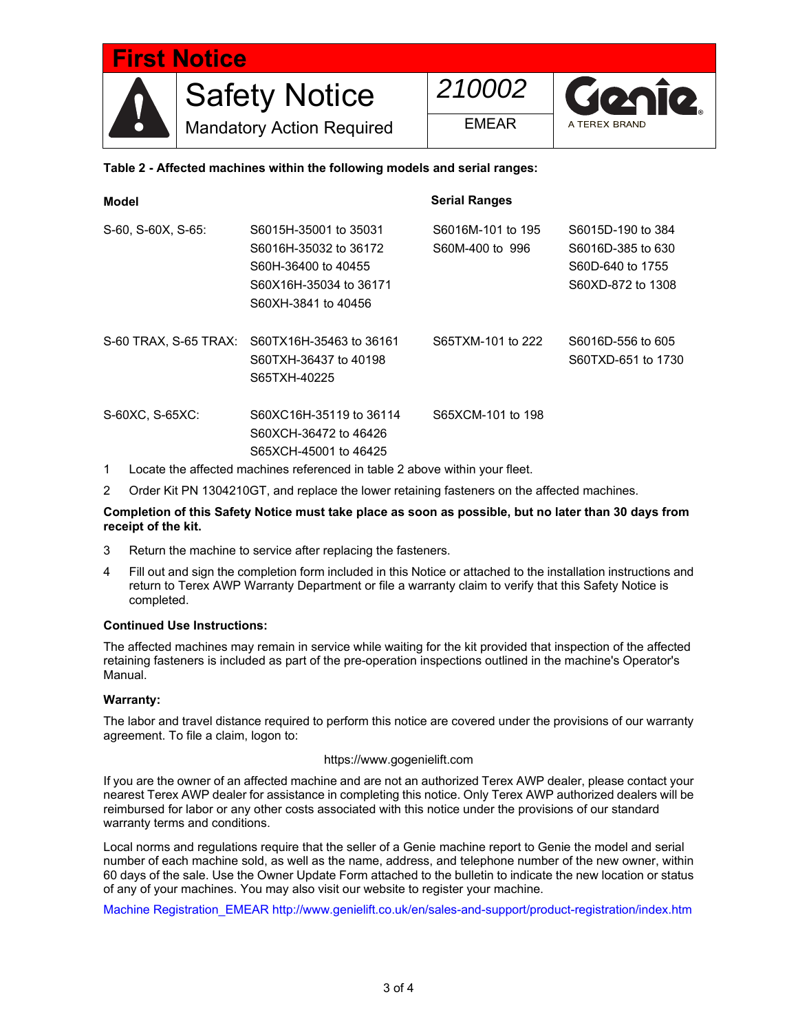First Notice

# Safety Notice

Mandatory Action Required

210002

EMEAR

**Table 2 - Affected machines within the following models and serial ranges:**

| Model | Serial Ranges | | |
|---|---|---|---|
| S-60, S-60X, S-65: | S6015H-35001 to 35031<br>S6016H-35032 to 36172<br>S60H-36400 to 40455<br>S60X16H-35034 to 36171<br>S60XH-3841 to 40456 | S6016M-101 to 195<br>S60M-400 to 996 | S6015D-190 to 384<br>S6016D-385 to 630<br>S60D-640 to 1755<br>S60XD-872 to 1308 |
| S-60 TRAX, S-65 TRAX: | S60TX16H-35463 to 36161<br>S60TXH-36437 to 40198<br>S65TXH-40225 | S65TXM-101 to 222 | S6016D-556 to 605<br>S60TXD-651 to 1730 |
| S-60XC, S-65XC: | S60XC16H-35119 to 36114<br>S60XCH-36472 to 46426<br>S65XCH-45001 to 46425 | S65XCM-101 to 198 | |

1. Locate the affected machines referenced in table 2 above within your fleet.
2. Order Kit PN 1304210GT, and replace the lower retaining fasteners on the affected machines.

**Completion of this Safety Notice must take place as soon as possible, but no later than 30 days from receipt of the kit.**

3. Return the machine to service after replacing the fasteners.
4. Fill out and sign the completion form included in this Notice or attached to the installation instructions and return to Terex AWP Warranty Department or file a warranty claim to verify that this Safety Notice is completed.

**Continued Use Instructions:**

The affected machines may remain in service while waiting for the kit provided that inspection of the affected retaining fasteners is included as part of the pre-operation inspections outlined in the machine's Operator's Manual.

**Warranty:**

The labor and travel distance required to perform this notice are covered under the provisions of our warranty agreement. To file a claim, logon to:

https://www.gogenielift.com

If you are the owner of an affected machine and are not an authorized Terex AWP dealer, please contact your nearest Terex AWP dealer for assistance in completing this notice. Only Terex AWP authorized dealers will be reimbursed for labor or any other costs associated with this notice under the provisions of our standard warranty terms and conditions.

Local norms and regulations require that the seller of a Genie machine report to Genie the model and serial number of each machine sold, as well as the name, address, and telephone number of the new owner, within 60 days of the sale. Use the Owner Update Form attached to the bulletin to indicate the new location or status of any of your machines. You may also visit our website to register your machine.

Machine Registration_EMEAR http://www.genielift.co.uk/en/sales-and-support/product-registration/index.htm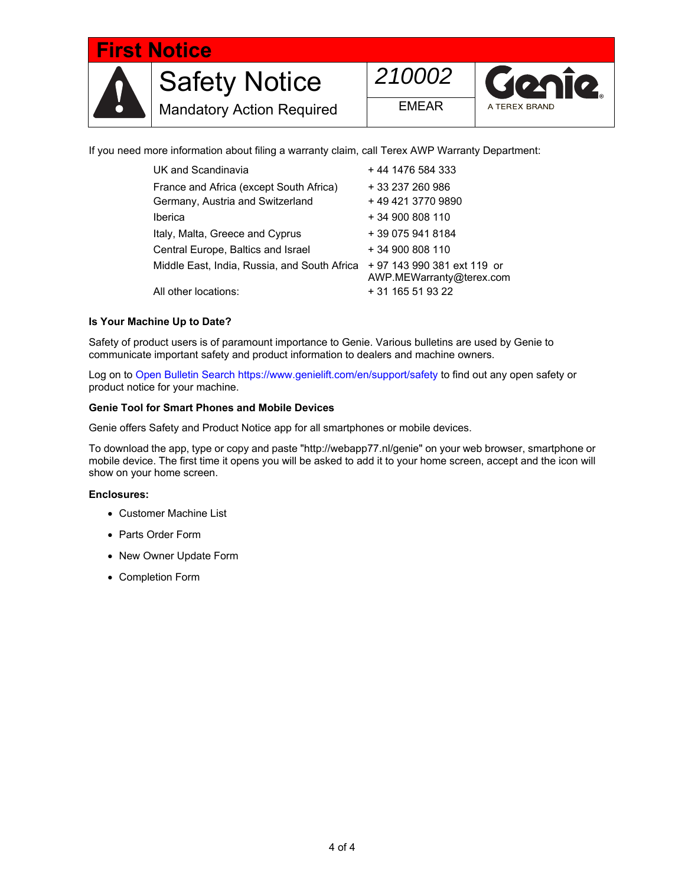| First Notice | | | |
|---|---|---|---|
| Safety Notice<br>Mandatory Action Required | 210002<br>EMEAR | Genie<br>A TEREX BRAND | |

If you need more information about filing a warranty claim, call Terex AWP Warranty Department:

| | |
|---|---|
| UK and Scandinavia | + 44 1476 584 333 |
| France and Africa (except South Africa) | + 33 237 260 986 |
| Germany, Austria and Switzerland | + 49 421 3770 9890 |
| Iberica | + 34 900 808 110 |
| Italy, Malta, Greece and Cyprus | + 39 075 941 8184 |
| Central Europe, Baltics and Israel | + 34 900 808 110 |
| Middle East, India, Russia, and South Africa | + 97 143 990 381 ext 119 or AWP.MEWarranty@terex.com |
| All other locations: | + 31 165 51 93 22 |

**Is Your Machine Up to Date?**

Safety of product users is of paramount importance to Genie. Various bulletins are used by Genie to communicate important safety and product information to dealers and machine owners.

Log on to Open Bulletin Search https://www.genielift.com/en/support/safety to find out any open safety or product notice for your machine.

**Genie Tool for Smart Phones and Mobile Devices**

Genie offers Safety and Product Notice app for all smartphones or mobile devices.

To download the app, type or copy and paste "http://webapp77.nl/genie" on your web browser, smartphone or mobile device. The first time it opens you will be asked to add it to your home screen, accept and the icon will show on your home screen.

**Enclosures:**

- Customer Machine List
- Parts Order Form
- New Owner Update Form
- Completion Form